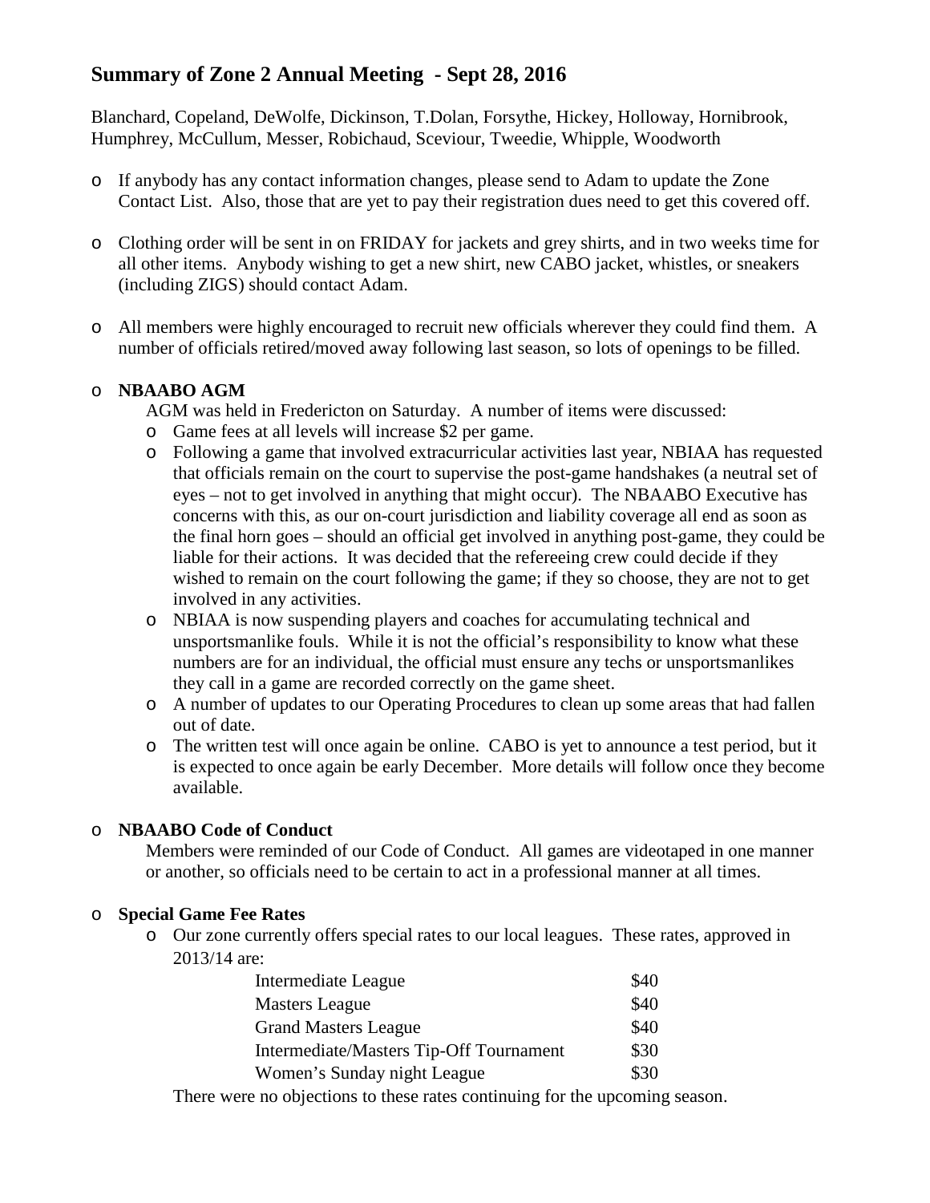# Summary of Zone 2 Annual Meeting - Sept 28, 2016

Blanchard, Copeland, DeWolfe, Dickinson, T.Dolan, Forsythe, Hickey, Holloway, Hornibrook, Humphrey, McCullum, Messer, Robichaud, Sceviour, Tweedie, Whipple, Woodworth

- If anybody has any contact information changes, please send to Adam to update the Zone Contact List. Also, those that are yet to pay their registration dues need to get this covered off.
- Clothing order will be sent in on FRIDAY for jackets and grey shirts, and in two weeks time for all other items. Anybody wishing to get a new shirt, new CABO jacket, whistles, or sneakers (including ZIGS) should contact Adam.
- All members were highly encouraged to recruit new officials wherever they could find them. A number of officials retired/moved away following last season, so lots of openings to be filled.
- **NBAABO AGM**

  AGM was held in Fredericton on Saturday. A number of items were discussed:
  - Game fees at all levels will increase $2 per game.
  - Following a game that involved extracurricular activities last year, NBIAA has requested that officials remain on the court to supervise the post-game handshakes (a neutral set of eyes – not to get involved in anything that might occur). The NBAABO Executive has concerns with this, as our on-court jurisdiction and liability coverage all end as soon as the final horn goes – should an official get involved in anything post-game, they could be liable for their actions. It was decided that the refereeing crew could decide if they wished to remain on the court following the game; if they so choose, they are not to get involved in any activities.
  - NBIAA is now suspending players and coaches for accumulating technical and unsportsmanlike fouls. While it is not the official's responsibility to know what these numbers are for an individual, the official must ensure any techs or unsportsmanlikes they call in a game are recorded correctly on the game sheet.
  - A number of updates to our Operating Procedures to clean up some areas that had fallen out of date.
  - The written test will once again be online. CABO is yet to announce a test period, but it is expected to once again be early December. More details will follow once they become available.
- **NBAABO Code of Conduct**

  Members were reminded of our Code of Conduct. All games are videotaped in one manner or another, so officials need to be certain to act in a professional manner at all times.
- **Special Game Fee Rates**
  - Our zone currently offers special rates to our local leagues. These rates, approved in 2013/14 are:

| | |
|---|---|
| Intermediate League | $40 |
| Masters League | $40 |
| Grand Masters League | $40 |
| Intermediate/Masters Tip-Off Tournament | $30 |
| Women's Sunday night League | $30 |

  There were no objections to these rates continuing for the upcoming season.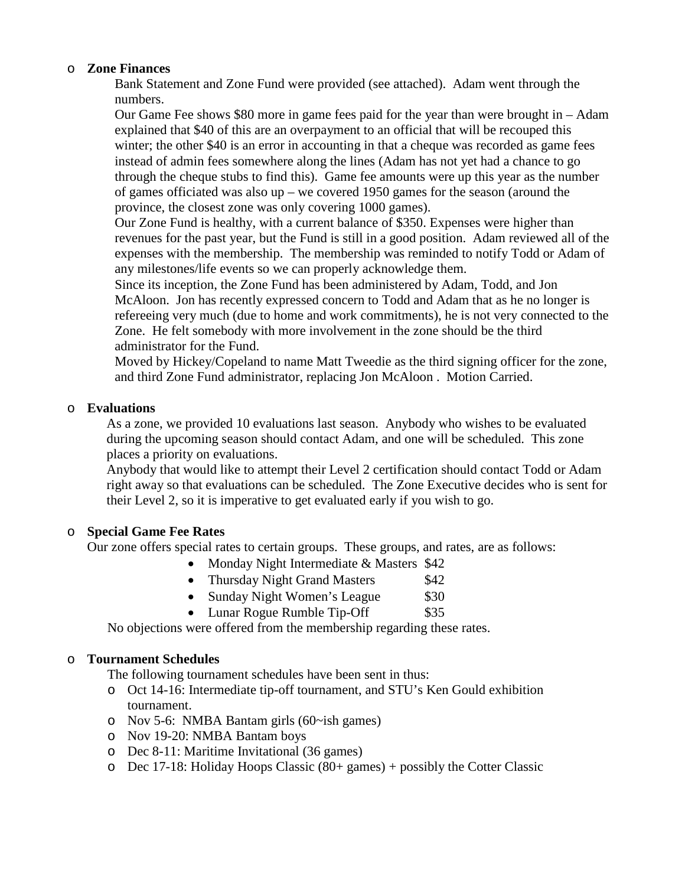- **Zone Finances**

  Bank Statement and Zone Fund were provided (see attached). Adam went through the numbers.

  Our Game Fee shows $80 more in game fees paid for the year than were brought in – Adam explained that $40 of this are an overpayment to an official that will be recouped this winter; the other $40 is an error in accounting in that a cheque was recorded as game fees instead of admin fees somewhere along the lines (Adam has not yet had a chance to go through the cheque stubs to find this). Game fee amounts were up this year as the number of games officiated was also up – we covered 1950 games for the season (around the province, the closest zone was only covering 1000 games).

  Our Zone Fund is healthy, with a current balance of $350. Expenses were higher than revenues for the past year, but the Fund is still in a good position. Adam reviewed all of the expenses with the membership. The membership was reminded to notify Todd or Adam of any milestones/life events so we can properly acknowledge them.

  Since its inception, the Zone Fund has been administered by Adam, Todd, and Jon McAloon. Jon has recently expressed concern to Todd and Adam that as he no longer is refereeing very much (due to home and work commitments), he is not very connected to the Zone. He felt somebody with more involvement in the zone should be the third administrator for the Fund.

  Moved by Hickey/Copeland to name Matt Tweedie as the third signing officer for the zone, and third Zone Fund administrator, replacing Jon McAloon . Motion Carried.

- **Evaluations**

  As a zone, we provided 10 evaluations last season. Anybody who wishes to be evaluated during the upcoming season should contact Adam, and one will be scheduled. This zone places a priority on evaluations.

  Anybody that would like to attempt their Level 2 certification should contact Todd or Adam right away so that evaluations can be scheduled. The Zone Executive decides who is sent for their Level 2, so it is imperative to get evaluated early if you wish to go.

- **Special Game Fee Rates**

  Our zone offers special rates to certain groups. These groups, and rates, are as follows:

  - Monday Night Intermediate & Masters $42
  - Thursday Night Grand Masters $42
  - Sunday Night Women's League $30
  - Lunar Rogue Rumble Tip-Off $35

  No objections were offered from the membership regarding these rates.

- **Tournament Schedules**

  The following tournament schedules have been sent in thus:

  - Oct 14-16: Intermediate tip-off tournament, and STU's Ken Gould exhibition tournament.
  - Nov 5-6: NMBA Bantam girls (60~ish games)
  - Nov 19-20: NMBA Bantam boys
  - Dec 8-11: Maritime Invitational (36 games)
  - Dec 17-18: Holiday Hoops Classic (80+ games) + possibly the Cotter Classic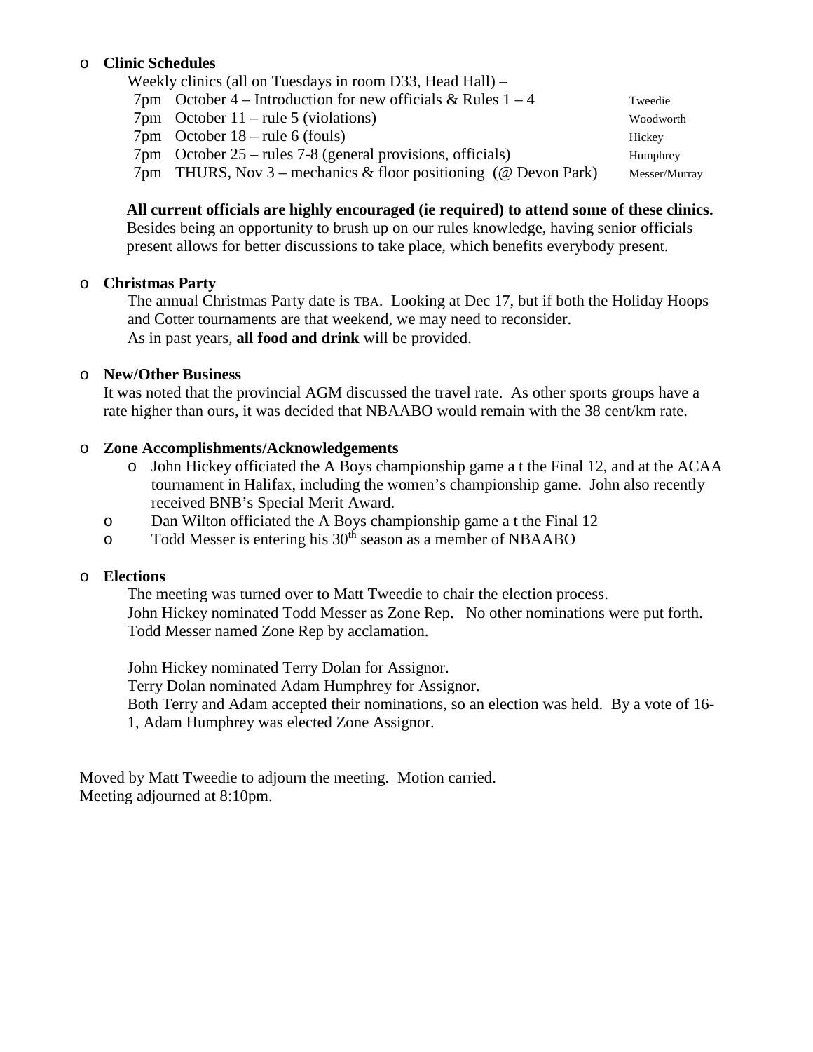- **Clinic Schedules**

  Weekly clinics (all on Tuesdays in room D33, Head Hall) –

  | Time | Date / Topic | Presenter |
  | --- | --- | --- |
  | 7pm | October 4 – Introduction for new officials & Rules 1 – 4 | Tweedie |
  | 7pm | October 11 – rule 5 (violations) | Woodworth |
  | 7pm | October 18 – rule 6 (fouls) | Hickey |
  | 7pm | October 25 – rules 7-8 (general provisions, officials) | Humphrey |
  | 7pm | THURS, Nov 3 – mechanics & floor positioning (@ Devon Park) | Messer/Murray |

  **All current officials are highly encouraged (ie required) to attend some of these clinics.** Besides being an opportunity to brush up on our rules knowledge, having senior officials present allows for better discussions to take place, which benefits everybody present.

- **Christmas Party**

  The annual Christmas Party date is TBA. Looking at Dec 17, but if both the Holiday Hoops and Cotter tournaments are that weekend, we may need to reconsider.
  As in past years, **all food and drink** will be provided.

- **New/Other Business**

  It was noted that the provincial AGM discussed the travel rate. As other sports groups have a rate higher than ours, it was decided that NBAABO would remain with the 38 cent/km rate.

- **Zone Accomplishments/Acknowledgements**
  - John Hickey officiated the A Boys championship game a t the Final 12, and at the ACAA tournament in Halifax, including the women's championship game. John also recently received BNB's Special Merit Award.
  - Dan Wilton officiated the A Boys championship game a t the Final 12
  - Todd Messer is entering his 30th season as a member of NBAABO

- **Elections**

  The meeting was turned over to Matt Tweedie to chair the election process.
  John Hickey nominated Todd Messer as Zone Rep. No other nominations were put forth.
  Todd Messer named Zone Rep by acclamation.

  John Hickey nominated Terry Dolan for Assignor.
  Terry Dolan nominated Adam Humphrey for Assignor.
  Both Terry and Adam accepted their nominations, so an election was held. By a vote of 16-1, Adam Humphrey was elected Zone Assignor.

Moved by Matt Tweedie to adjourn the meeting. Motion carried.
Meeting adjourned at 8:10pm.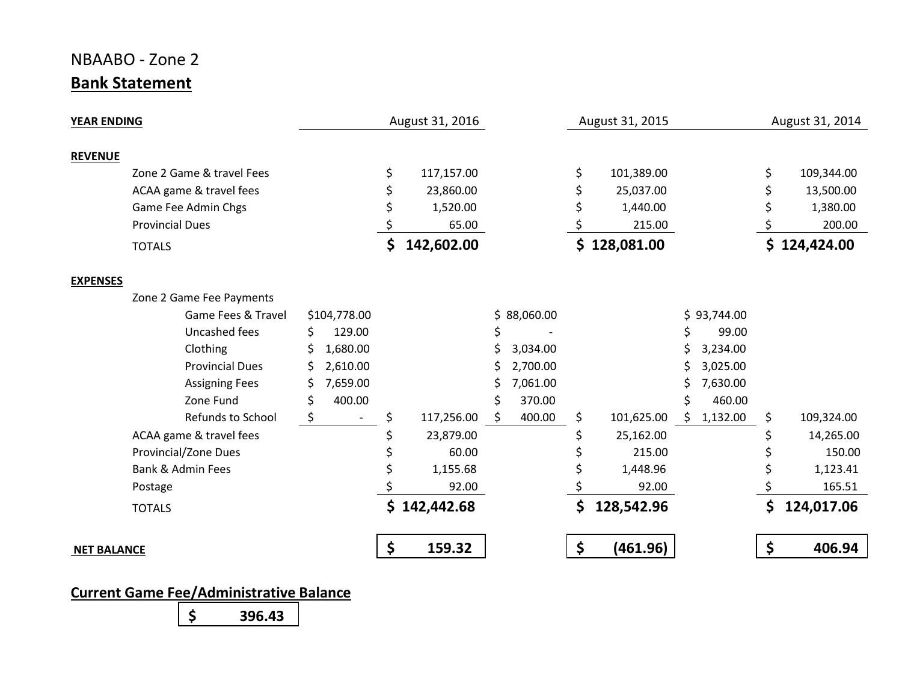NBAABO - Zone 2

## Bank Statement

| **YEAR ENDING** | | August 31, 2016 | | August 31, 2015 | | August 31, 2014 |
|---|---|---|---|---|---|---|
| **REVENUE** | | | | | | |
| Zone 2 Game & travel Fees | | $ 117,157.00 | | $ 101,389.00 | | $ 109,344.00 |
| ACAA game & travel fees | | $ 23,860.00 | | $ 25,037.00 | | $ 13,500.00 |
| Game Fee Admin Chgs | | $ 1,520.00 | | $ 1,440.00 | | $ 1,380.00 |
| Provincial Dues | | $ 65.00 | | $ 215.00 | | $ 200.00 |
| TOTALS | | **$ 142,602.00** | | **$ 128,081.00** | | **$ 124,424.00** |
| **EXPENSES** | | | | | | |
| Zone 2 Game Fee Payments | | | | | | |
| Game Fees & Travel | $104,778.00 | | $ 88,060.00 | | $ 93,744.00 | |
| Uncashed fees | $ 129.00 | | $ - | | $ 99.00 | |
| Clothing | $ 1,680.00 | | $ 3,034.00 | | $ 3,234.00 | |
| Provincial Dues | $ 2,610.00 | | $ 2,700.00 | | $ 3,025.00 | |
| Assigning Fees | $ 7,659.00 | | $ 7,061.00 | | $ 7,630.00 | |
| Zone Fund | $ 400.00 | | $ 370.00 | | $ 460.00 | |
| Refunds to School | $ - | $ 117,256.00 | $ 400.00 | $ 101,625.00 | $ 1,132.00 | $ 109,324.00 |
| ACAA game & travel fees | | $ 23,879.00 | | $ 25,162.00 | | $ 14,265.00 |
| Provincial/Zone Dues | | $ 60.00 | | $ 215.00 | | $ 150.00 |
| Bank & Admin Fees | | $ 1,155.68 | | $ 1,448.96 | | $ 1,123.41 |
| Postage | | $ 92.00 | | $ 92.00 | | $ 165.51 |
| TOTALS | | **$ 142,442.68** | | **$ 128,542.96** | | **$ 124,017.06** |
| **NET BALANCE** | | **$ 159.32** | | **$ (461.96)** | | **$ 406.94** |

**Current Game Fee/Administrative Balance**

**$ 396.43**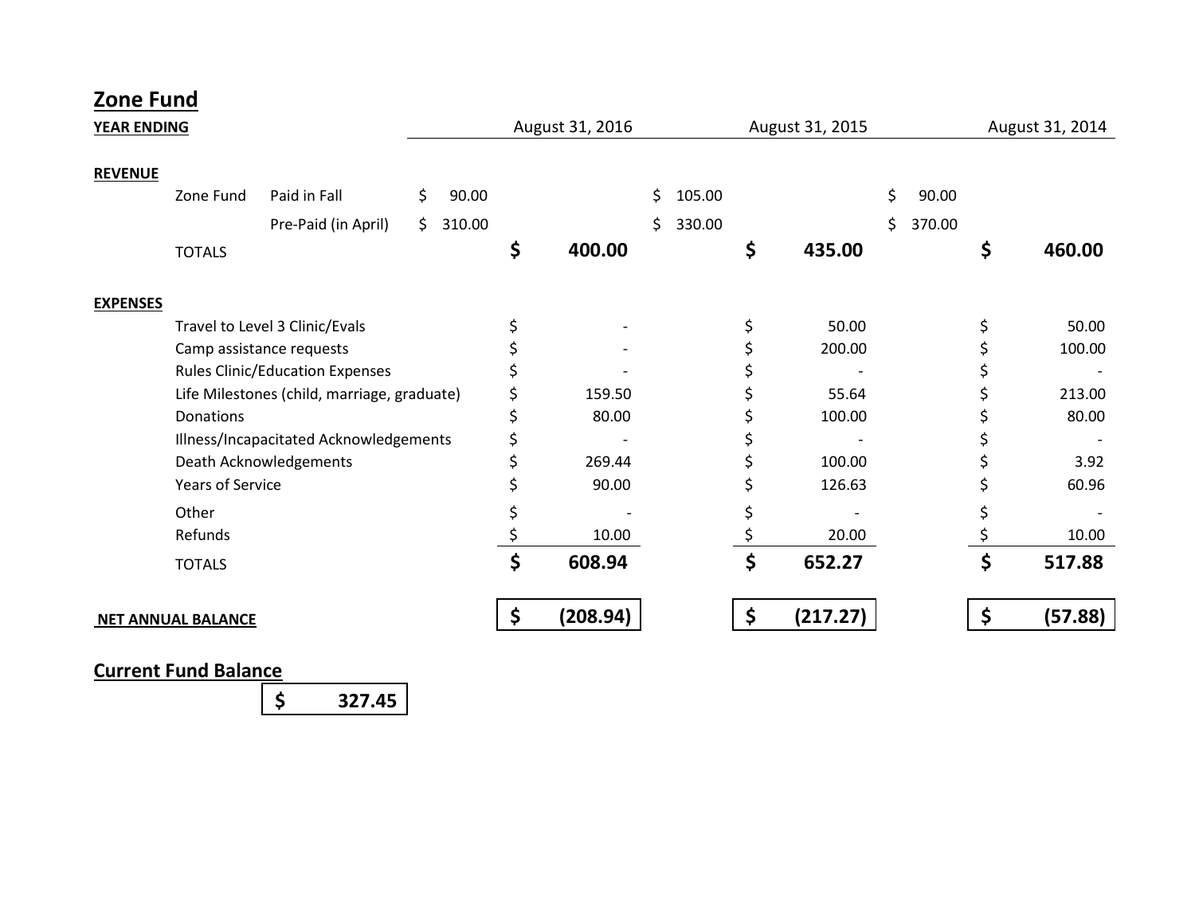## Zone Fund

| YEAR ENDING | | | August 31, 2016 | | August 31, 2015 | | August 31, 2014 |
|---|---|---|---|---|---|---|---|
| **REVENUE** | | | | | | | |
| Zone Fund | Paid in Fall | $ 90.00 | | $ 105.00 | | $ 90.00 | |
| | Pre-Paid (in April) | $ 310.00 | | $ 330.00 | | $ 370.00 | |
| TOTALS | | | **$ 400.00** | | **$ 435.00** | | **$ 460.00** |
| **EXPENSES** | | | | | | | |
| Travel to Level 3 Clinic/Evals | | | $ - | | $ 50.00 | | $ 50.00 |
| Camp assistance requests | | | $ - | | $ 200.00 | | $ 100.00 |
| Rules Clinic/Education Expenses | | | $ - | | $ - | | $ - |
| Life Milestones (child, marriage, graduate) | | | $ 159.50 | | $ 55.64 | | $ 213.00 |
| Donations | | | $ 80.00 | | $ 100.00 | | $ 80.00 |
| Illness/Incapacitated Acknowledgements | | | $ - | | $ - | | $ - |
| Death Acknowledgements | | | $ 269.44 | | $ 100.00 | | $ 3.92 |
| Years of Service | | | $ 90.00 | | $ 126.63 | | $ 60.96 |
| Other | | | $ - | | $ - | | $ - |
| Refunds | | | $ 10.00 | | $ 20.00 | | $ 10.00 |
| TOTALS | | | **$ 608.94** | | **$ 652.27** | | **$ 517.88** |
| **NET ANNUAL BALANCE** | | | **$ (208.94)** | | **$ (217.27)** | | **$ (57.88)** |

**Current Fund Balance**

**$ 327.45**